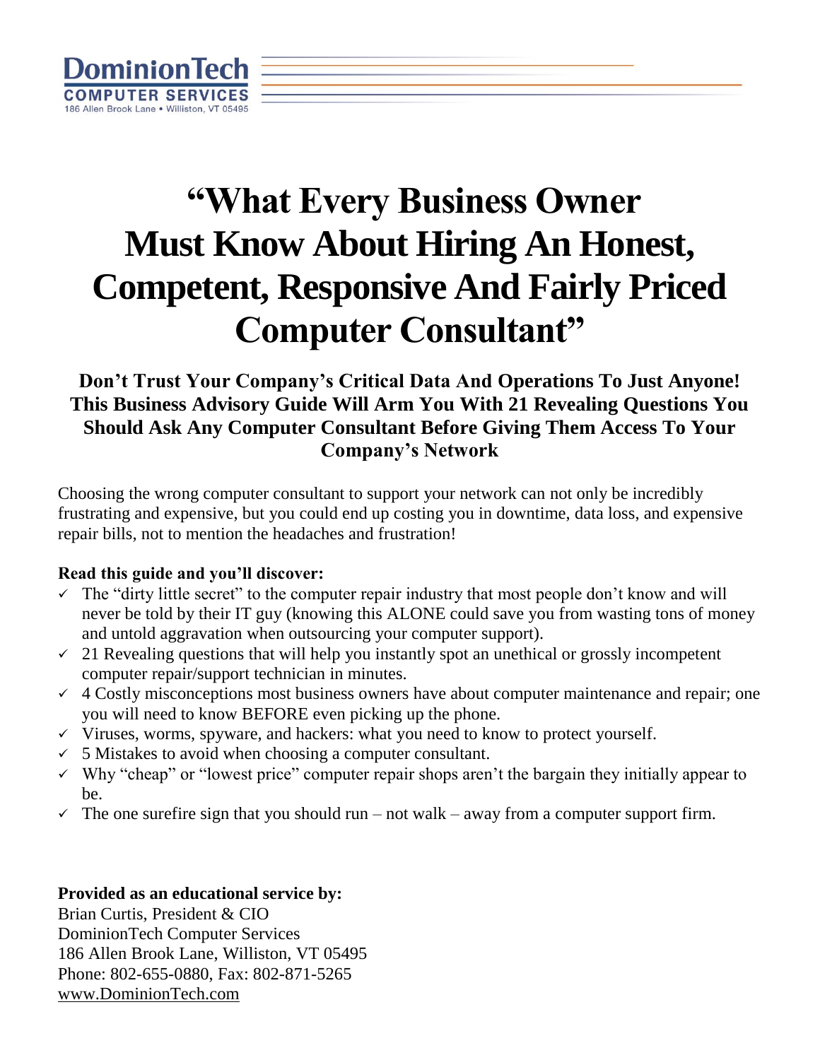DominionTech
COMPUTER SERVICES
186 Allen Brook Lane • Williston, VT 05495

# "What Every Business Owner Must Know About Hiring An Honest, Competent, Responsive And Fairly Priced Computer Consultant"

## Don't Trust Your Company's Critical Data And Operations To Just Anyone! This Business Advisory Guide Will Arm You With 21 Revealing Questions You Should Ask Any Computer Consultant Before Giving Them Access To Your Company's Network

Choosing the wrong computer consultant to support your network can not only be incredibly frustrating and expensive, but you could end up costing you in downtime, data loss, and expensive repair bills, not to mention the headaches and frustration!

**Read this guide and you'll discover:**

- ✓ The "dirty little secret" to the computer repair industry that most people don't know and will never be told by their IT guy (knowing this ALONE could save you from wasting tons of money and untold aggravation when outsourcing your computer support).
- ✓ 21 Revealing questions that will help you instantly spot an unethical or grossly incompetent computer repair/support technician in minutes.
- ✓ 4 Costly misconceptions most business owners have about computer maintenance and repair; one you will need to know BEFORE even picking up the phone.
- ✓ Viruses, worms, spyware, and hackers: what you need to know to protect yourself.
- ✓ 5 Mistakes to avoid when choosing a computer consultant.
- ✓ Why "cheap" or "lowest price" computer repair shops aren't the bargain they initially appear to be.
- ✓ The one surefire sign that you should run – not walk – away from a computer support firm.

**Provided as an educational service by:**
Brian Curtis, President & CIO
DominionTech Computer Services
186 Allen Brook Lane, Williston, VT 05495
Phone: 802-655-0880, Fax: 802-871-5265
www.DominionTech.com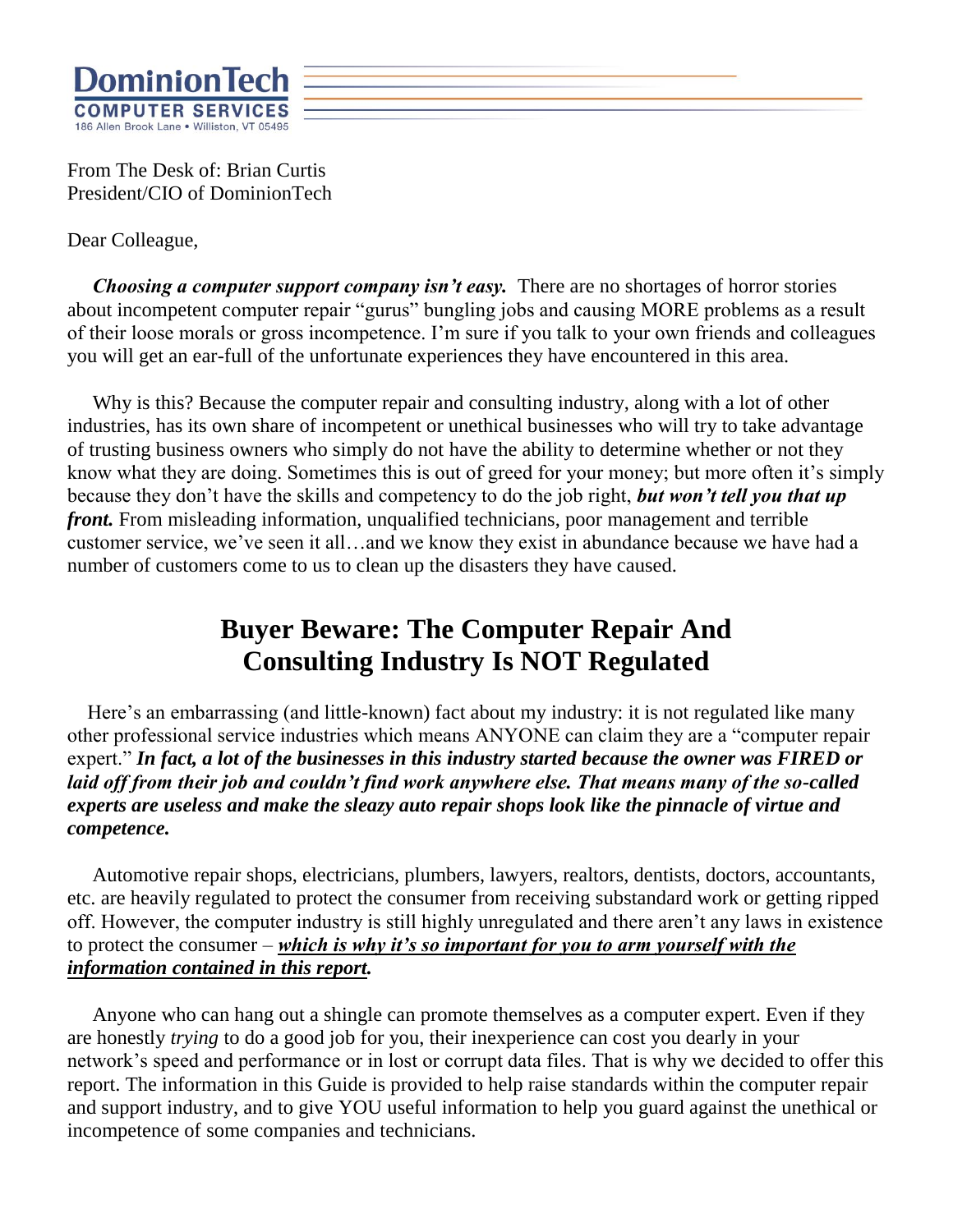**DominionTech**
**COMPUTER SERVICES**
186 Allen Brook Lane • Williston, VT 05495

From The Desk of: Brian Curtis
President/CIO of DominionTech

Dear Colleague,

***Choosing a computer support company isn't easy.*** There are no shortages of horror stories about incompetent computer repair "gurus" bungling jobs and causing MORE problems as a result of their loose morals or gross incompetence. I'm sure if you talk to your own friends and colleagues you will get an ear-full of the unfortunate experiences they have encountered in this area.

Why is this? Because the computer repair and consulting industry, along with a lot of other industries, has its own share of incompetent or unethical businesses who will try to take advantage of trusting business owners who simply do not have the ability to determine whether or not they know what they are doing. Sometimes this is out of greed for your money; but more often it's simply because they don't have the skills and competency to do the job right, ***but won't tell you that up front.*** From misleading information, unqualified technicians, poor management and terrible customer service, we've seen it all…and we know they exist in abundance because we have had a number of customers come to us to clean up the disasters they have caused.

## Buyer Beware: The Computer Repair And Consulting Industry Is NOT Regulated

Here's an embarrassing (and little-known) fact about my industry: it is not regulated like many other professional service industries which means ANYONE can claim they are a "computer repair expert." ***In fact, a lot of the businesses in this industry started because the owner was FIRED or laid off from their job and couldn't find work anywhere else. That means many of the so-called experts are useless and make the sleazy auto repair shops look like the pinnacle of virtue and competence.***

Automotive repair shops, electricians, plumbers, lawyers, realtors, dentists, doctors, accountants, etc. are heavily regulated to protect the consumer from receiving substandard work or getting ripped off. However, the computer industry is still highly unregulated and there aren't any laws in existence to protect the consumer – ***which is why it's so important for you to arm yourself with the information contained in this report.***

Anyone who can hang out a shingle can promote themselves as a computer expert. Even if they are honestly *trying* to do a good job for you, their inexperience can cost you dearly in your network's speed and performance or in lost or corrupt data files. That is why we decided to offer this report. The information in this Guide is provided to help raise standards within the computer repair and support industry, and to give YOU useful information to help you guard against the unethical or incompetence of some companies and technicians.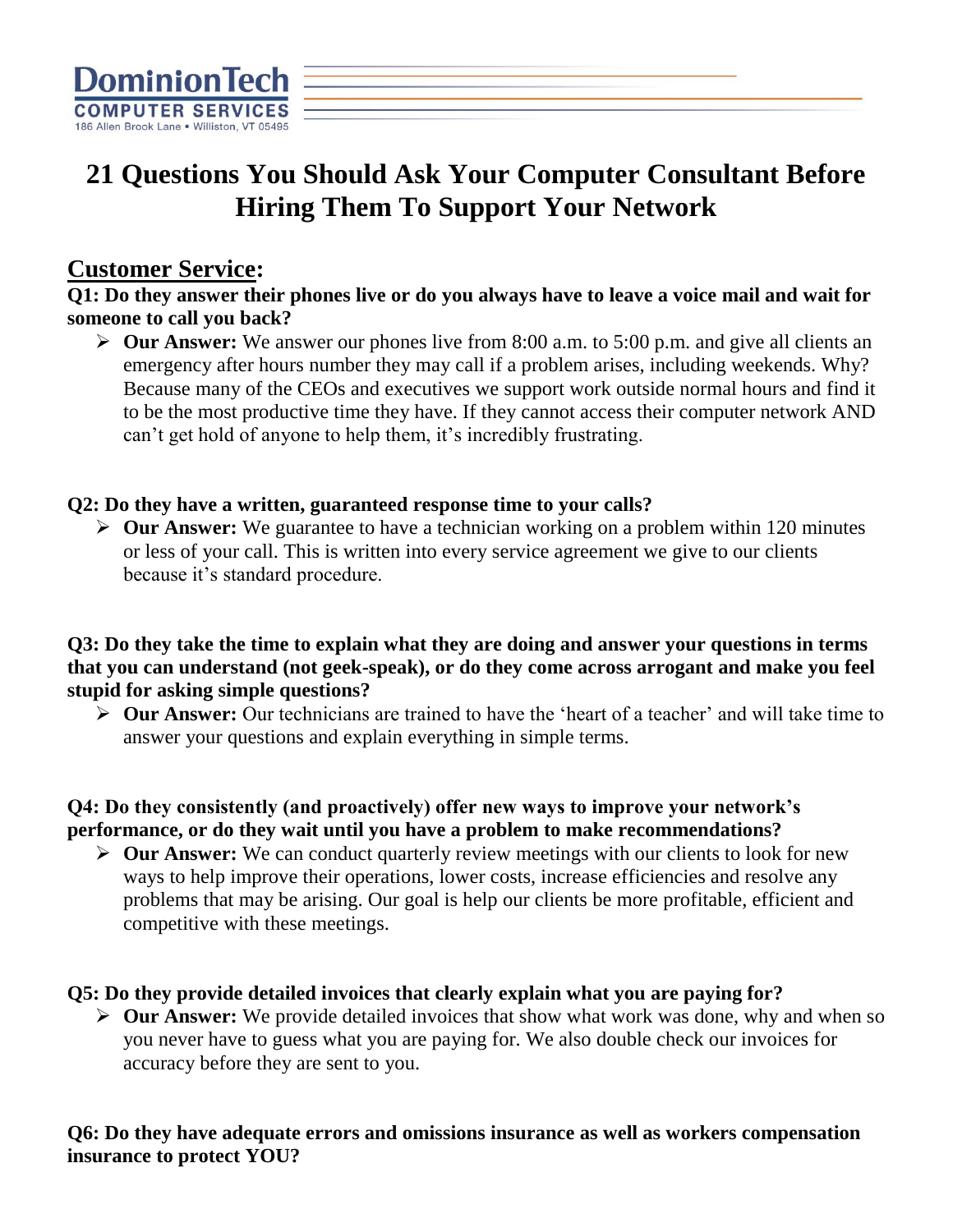# 21 Questions You Should Ask Your Computer Consultant Before Hiring Them To Support Your Network

## Customer Service:

**Q1: Do they answer their phones live or do you always have to leave a voice mail and wait for someone to call you back?**

- **Our Answer:** We answer our phones live from 8:00 a.m. to 5:00 p.m. and give all clients an emergency after hours number they may call if a problem arises, including weekends. Why? Because many of the CEOs and executives we support work outside normal hours and find it to be the most productive time they have. If they cannot access their computer network AND can't get hold of anyone to help them, it's incredibly frustrating.

**Q2: Do they have a written, guaranteed response time to your calls?**

- **Our Answer:** We guarantee to have a technician working on a problem within 120 minutes or less of your call. This is written into every service agreement we give to our clients because it's standard procedure.

**Q3: Do they take the time to explain what they are doing and answer your questions in terms that you can understand (not geek-speak), or do they come across arrogant and make you feel stupid for asking simple questions?**

- **Our Answer:** Our technicians are trained to have the 'heart of a teacher' and will take time to answer your questions and explain everything in simple terms.

**Q4: Do they consistently (and proactively) offer new ways to improve your network's performance, or do they wait until you have a problem to make recommendations?**

- **Our Answer:** We can conduct quarterly review meetings with our clients to look for new ways to help improve their operations, lower costs, increase efficiencies and resolve any problems that may be arising. Our goal is help our clients be more profitable, efficient and competitive with these meetings.

**Q5: Do they provide detailed invoices that clearly explain what you are paying for?**

- **Our Answer:** We provide detailed invoices that show what work was done, why and when so you never have to guess what you are paying for. We also double check our invoices for accuracy before they are sent to you.

**Q6: Do they have adequate errors and omissions insurance as well as workers compensation insurance to protect YOU?**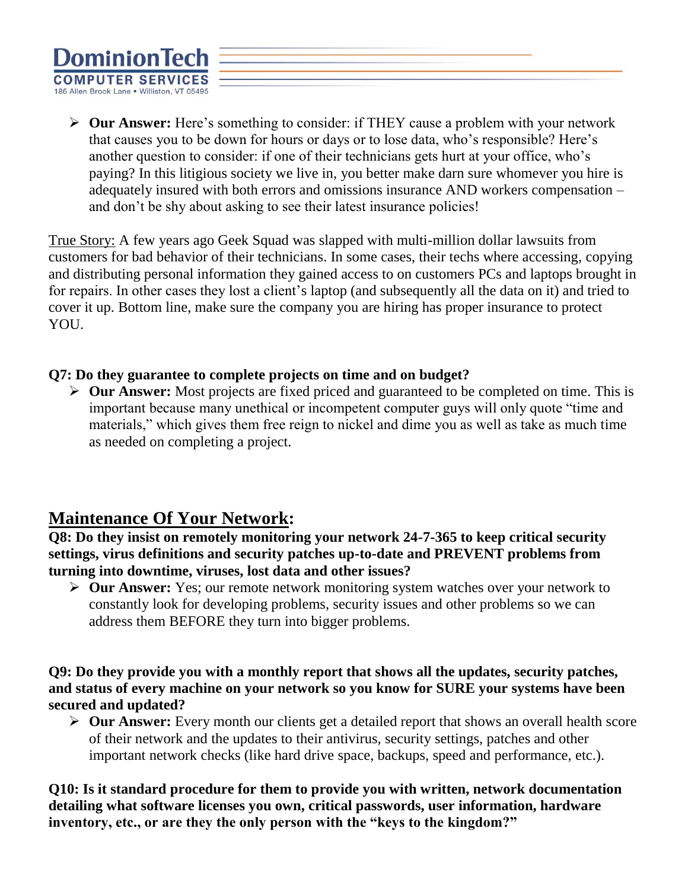- **Our Answer:** Here's something to consider: if THEY cause a problem with your network that causes you to be down for hours or days or to lose data, who's responsible? Here's another question to consider: if one of their technicians gets hurt at your office, who's paying? In this litigious society we live in, you better make darn sure whomever you hire is adequately insured with both errors and omissions insurance AND workers compensation – and don't be shy about asking to see their latest insurance policies!

<u>True Story:</u> A few years ago Geek Squad was slapped with multi-million dollar lawsuits from customers for bad behavior of their technicians. In some cases, their techs where accessing, copying and distributing personal information they gained access to on customers PCs and laptops brought in for repairs. In other cases they lost a client's laptop (and subsequently all the data on it) and tried to cover it up. Bottom line, make sure the company you are hiring has proper insurance to protect YOU.

**Q7: Do they guarantee to complete projects on time and on budget?**

- **Our Answer:** Most projects are fixed priced and guaranteed to be completed on time. This is important because many unethical or incompetent computer guys will only quote "time and materials," which gives them free reign to nickel and dime you as well as take as much time as needed on completing a project.

## <u>Maintenance Of Your Network</u>:

**Q8: Do they insist on remotely monitoring your network 24-7-365 to keep critical security settings, virus definitions and security patches up-to-date and PREVENT problems from turning into downtime, viruses, lost data and other issues?**

- **Our Answer:** Yes; our remote network monitoring system watches over your network to constantly look for developing problems, security issues and other problems so we can address them BEFORE they turn into bigger problems.

**Q9: Do they provide you with a monthly report that shows all the updates, security patches, and status of every machine on your network so you know for SURE your systems have been secured and updated?**

- **Our Answer:** Every month our clients get a detailed report that shows an overall health score of their network and the updates to their antivirus, security settings, patches and other important network checks (like hard drive space, backups, speed and performance, etc.).

**Q10: Is it standard procedure for them to provide you with written, network documentation detailing what software licenses you own, critical passwords, user information, hardware inventory, etc., or are they the only person with the "keys to the kingdom?"**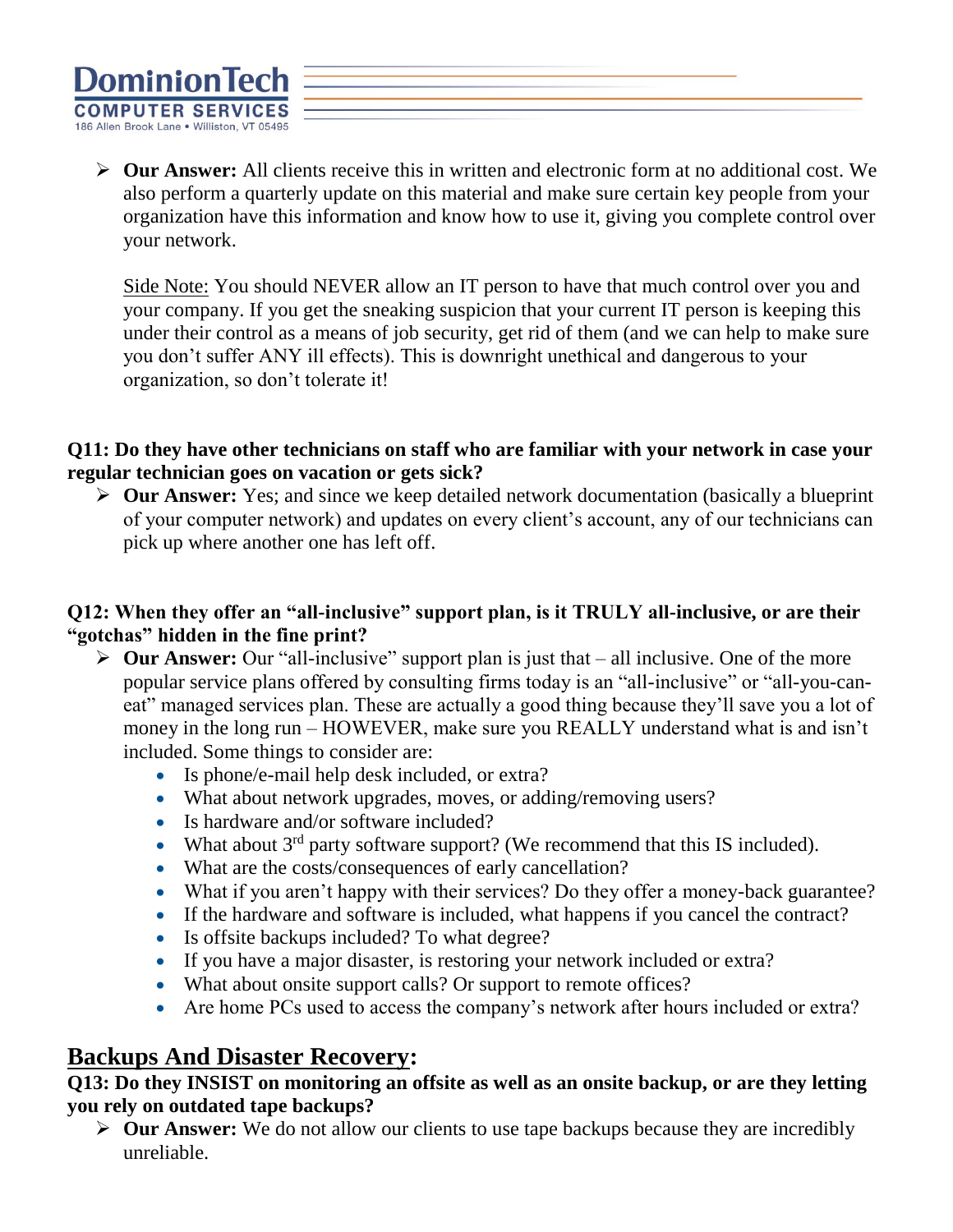- **Our Answer:** All clients receive this in written and electronic form at no additional cost. We also perform a quarterly update on this material and make sure certain key people from your organization have this information and know how to use it, giving you complete control over your network.

  Side Note: You should NEVER allow an IT person to have that much control over you and your company. If you get the sneaking suspicion that your current IT person is keeping this under their control as a means of job security, get rid of them (and we can help to make sure you don't suffer ANY ill effects). This is downright unethical and dangerous to your organization, so don't tolerate it!

**Q11: Do they have other technicians on staff who are familiar with your network in case your regular technician goes on vacation or gets sick?**

- **Our Answer:** Yes; and since we keep detailed network documentation (basically a blueprint of your computer network) and updates on every client's account, any of our technicians can pick up where another one has left off.

**Q12: When they offer an "all-inclusive" support plan, is it TRULY all-inclusive, or are their "gotchas" hidden in the fine print?**

- **Our Answer:** Our "all-inclusive" support plan is just that – all inclusive. One of the more popular service plans offered by consulting firms today is an "all-inclusive" or "all-you-can-eat" managed services plan. These are actually a good thing because they'll save you a lot of money in the long run – HOWEVER, make sure you REALLY understand what is and isn't included. Some things to consider are:
  - Is phone/e-mail help desk included, or extra?
  - What about network upgrades, moves, or adding/removing users?
  - Is hardware and/or software included?
  - What about 3rd party software support? (We recommend that this IS included).
  - What are the costs/consequences of early cancellation?
  - What if you aren't happy with their services? Do they offer a money-back guarantee?
  - If the hardware and software is included, what happens if you cancel the contract?
  - Is offsite backups included? To what degree?
  - If you have a major disaster, is restoring your network included or extra?
  - What about onsite support calls? Or support to remote offices?
  - Are home PCs used to access the company's network after hours included or extra?

## Backups And Disaster Recovery:

**Q13: Do they INSIST on monitoring an offsite as well as an onsite backup, or are they letting you rely on outdated tape backups?**

- **Our Answer:** We do not allow our clients to use tape backups because they are incredibly unreliable.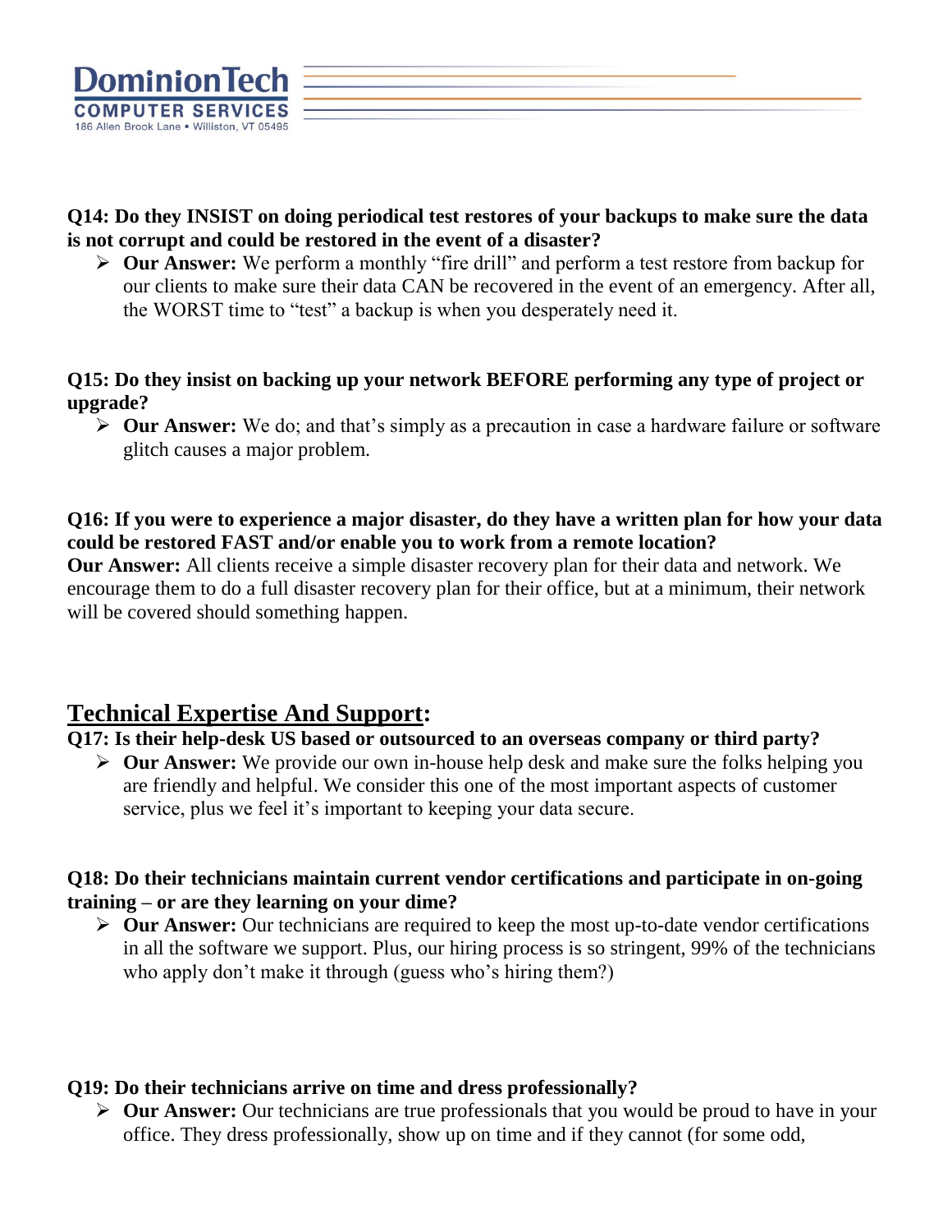**Q14: Do they INSIST on doing periodical test restores of your backups to make sure the data is not corrupt and could be restored in the event of a disaster?**

- **Our Answer:** We perform a monthly "fire drill" and perform a test restore from backup for our clients to make sure their data CAN be recovered in the event of an emergency. After all, the WORST time to "test" a backup is when you desperately need it.

**Q15: Do they insist on backing up your network BEFORE performing any type of project or upgrade?**

- **Our Answer:** We do; and that's simply as a precaution in case a hardware failure or software glitch causes a major problem.

**Q16: If you were to experience a major disaster, do they have a written plan for how your data could be restored FAST and/or enable you to work from a remote location?**

**Our Answer:** All clients receive a simple disaster recovery plan for their data and network. We encourage them to do a full disaster recovery plan for their office, but at a minimum, their network will be covered should something happen.

## Technical Expertise And Support:

**Q17: Is their help-desk US based or outsourced to an overseas company or third party?**

- **Our Answer:** We provide our own in-house help desk and make sure the folks helping you are friendly and helpful. We consider this one of the most important aspects of customer service, plus we feel it's important to keeping your data secure.

**Q18: Do their technicians maintain current vendor certifications and participate in on-going training – or are they learning on your dime?**

- **Our Answer:** Our technicians are required to keep the most up-to-date vendor certifications in all the software we support. Plus, our hiring process is so stringent, 99% of the technicians who apply don't make it through (guess who's hiring them?)

**Q19: Do their technicians arrive on time and dress professionally?**

- **Our Answer:** Our technicians are true professionals that you would be proud to have in your office. They dress professionally, show up on time and if they cannot (for some odd,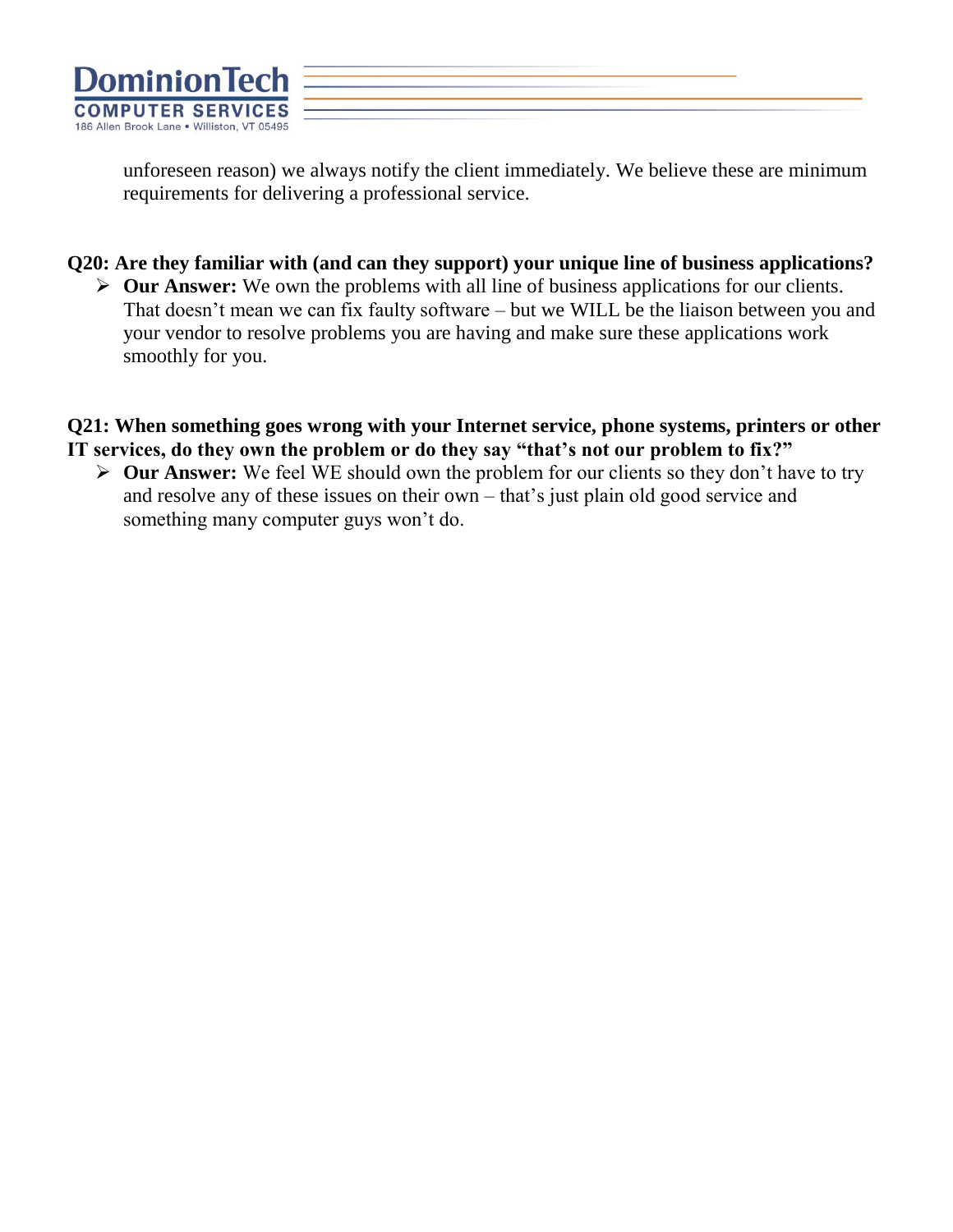unforeseen reason) we always notify the client immediately. We believe these are minimum requirements for delivering a professional service.

**Q20: Are they familiar with (and can they support) your unique line of business applications?**

- **Our Answer:** We own the problems with all line of business applications for our clients. That doesn't mean we can fix faulty software – but we WILL be the liaison between you and your vendor to resolve problems you are having and make sure these applications work smoothly for you.

**Q21: When something goes wrong with your Internet service, phone systems, printers or other IT services, do they own the problem or do they say "that's not our problem to fix?"**

- **Our Answer:** We feel WE should own the problem for our clients so they don't have to try and resolve any of these issues on their own – that's just plain old good service and something many computer guys won't do.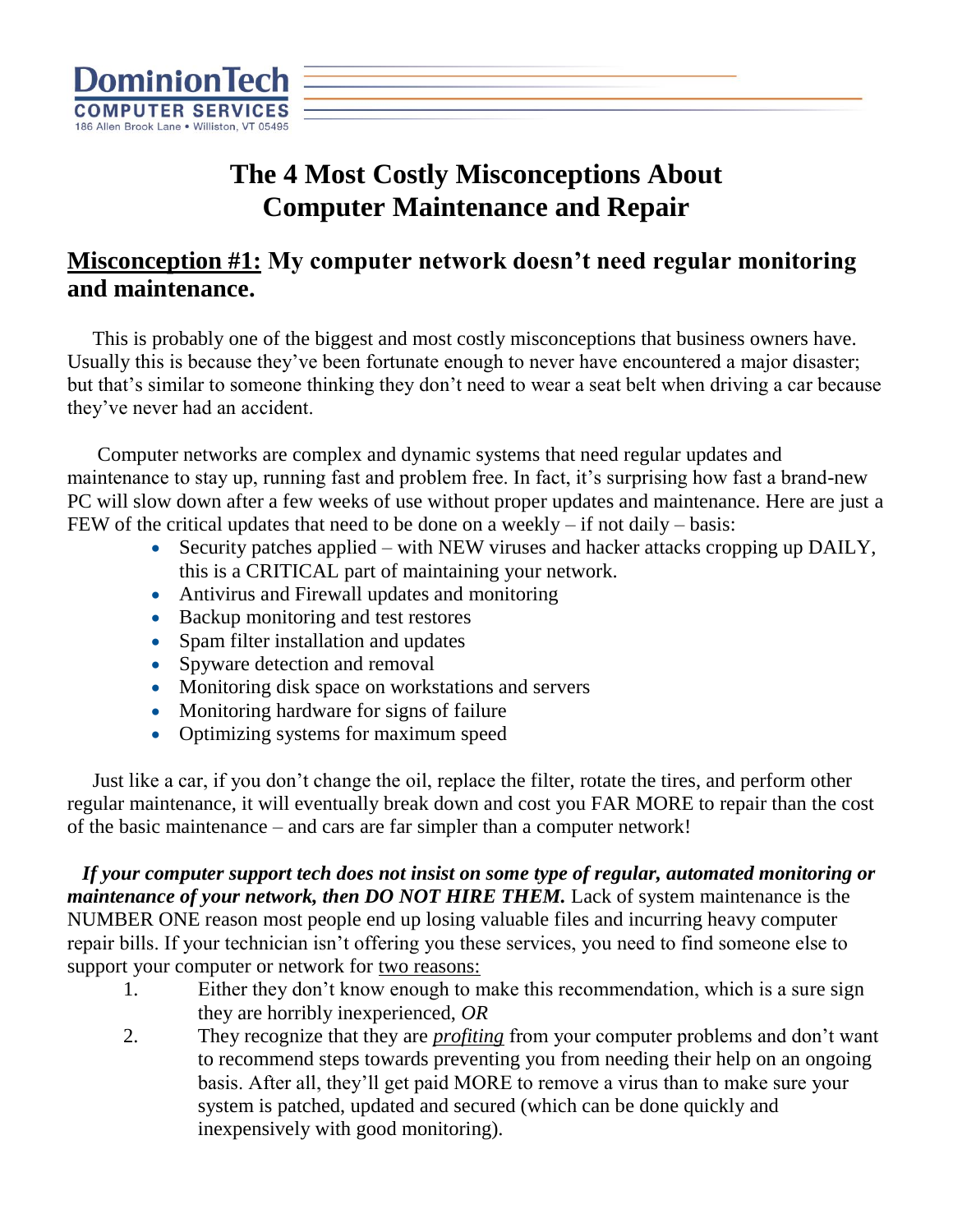# The 4 Most Costly Misconceptions About Computer Maintenance and Repair

## <u>Misconception #1:</u> My computer network doesn't need regular monitoring and maintenance.

This is probably one of the biggest and most costly misconceptions that business owners have. Usually this is because they've been fortunate enough to never have encountered a major disaster; but that's similar to someone thinking they don't need to wear a seat belt when driving a car because they've never had an accident.

Computer networks are complex and dynamic systems that need regular updates and maintenance to stay up, running fast and problem free. In fact, it's surprising how fast a brand-new PC will slow down after a few weeks of use without proper updates and maintenance. Here are just a FEW of the critical updates that need to be done on a weekly – if not daily – basis:

- Security patches applied – with NEW viruses and hacker attacks cropping up DAILY, this is a CRITICAL part of maintaining your network.
- Antivirus and Firewall updates and monitoring
- Backup monitoring and test restores
- Spam filter installation and updates
- Spyware detection and removal
- Monitoring disk space on workstations and servers
- Monitoring hardware for signs of failure
- Optimizing systems for maximum speed

Just like a car, if you don't change the oil, replace the filter, rotate the tires, and perform other regular maintenance, it will eventually break down and cost you FAR MORE to repair than the cost of the basic maintenance – and cars are far simpler than a computer network!

***If your computer support tech does not insist on some type of regular, automated monitoring or maintenance of your network, then DO NOT HIRE THEM.*** Lack of system maintenance is the NUMBER ONE reason most people end up losing valuable files and incurring heavy computer repair bills. If your technician isn't offering you these services, you need to find someone else to support your computer or network for <u>two reasons:</u>

1. Either they don't know enough to make this recommendation, which is a sure sign they are horribly inexperienced, *OR*
2. They recognize that they are ***<u>profiting</u>*** from your computer problems and don't want to recommend steps towards preventing you from needing their help on an ongoing basis. After all, they'll get paid MORE to remove a virus than to make sure your system is patched, updated and secured (which can be done quickly and inexpensively with good monitoring).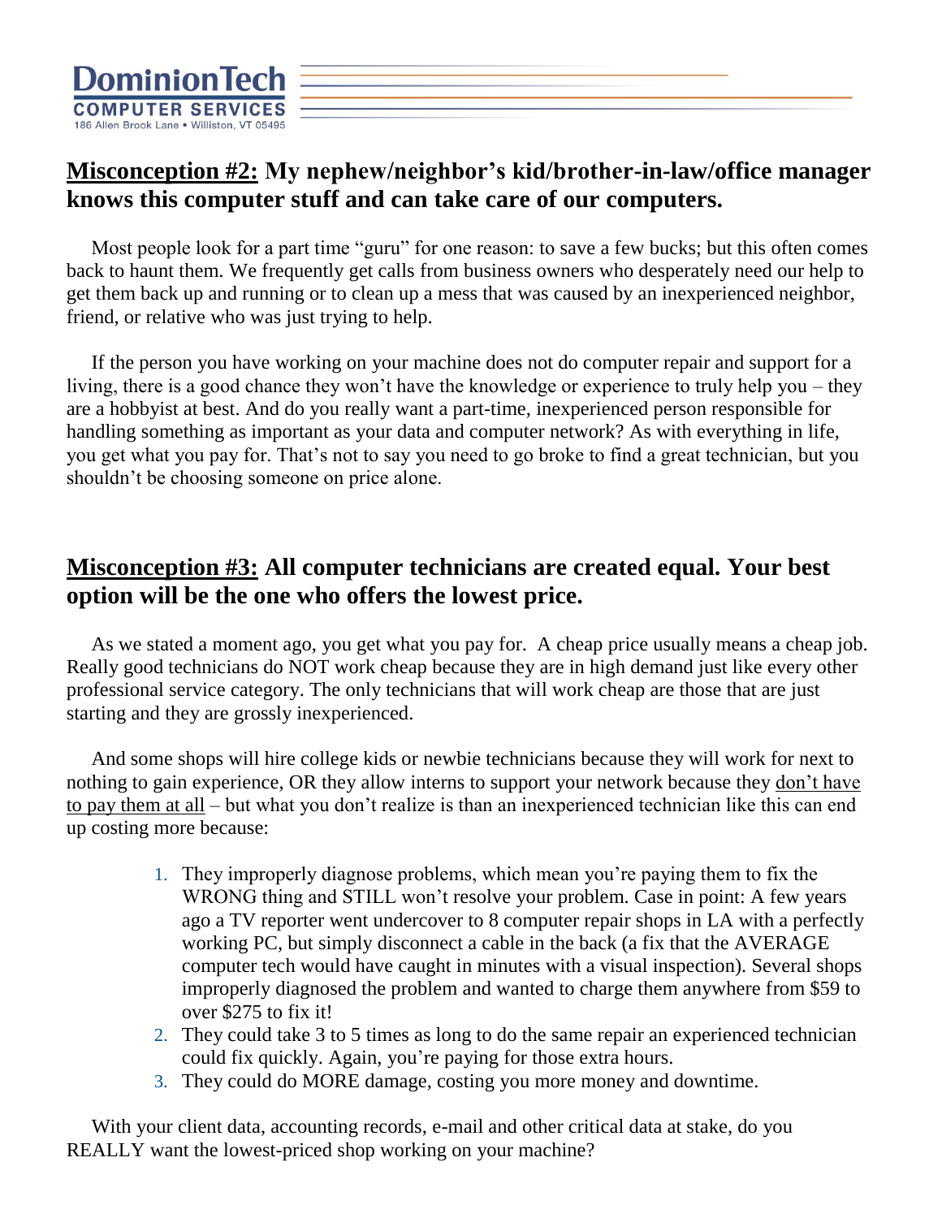## <u>Misconception #2:</u> My nephew/neighbor's kid/brother-in-law/office manager knows this computer stuff and can take care of our computers.

Most people look for a part time "guru" for one reason: to save a few bucks; but this often comes back to haunt them. We frequently get calls from business owners who desperately need our help to get them back up and running or to clean up a mess that was caused by an inexperienced neighbor, friend, or relative who was just trying to help.

If the person you have working on your machine does not do computer repair and support for a living, there is a good chance they won't have the knowledge or experience to truly help you – they are a hobbyist at best. And do you really want a part-time, inexperienced person responsible for handling something as important as your data and computer network? As with everything in life, you get what you pay for. That's not to say you need to go broke to find a great technician, but you shouldn't be choosing someone on price alone.

## <u>Misconception #3:</u> All computer technicians are created equal. Your best option will be the one who offers the lowest price.

As we stated a moment ago, you get what you pay for. A cheap price usually means a cheap job. Really good technicians do NOT work cheap because they are in high demand just like every other professional service category. The only technicians that will work cheap are those that are just starting and they are grossly inexperienced.

And some shops will hire college kids or newbie technicians because they will work for next to nothing to gain experience, OR they allow interns to support your network because they <u>don't have to pay them at all</u> – but what you don't realize is than an inexperienced technician like this can end up costing more because:

1. They improperly diagnose problems, which mean you're paying them to fix the WRONG thing and STILL won't resolve your problem. Case in point: A few years ago a TV reporter went undercover to 8 computer repair shops in LA with a perfectly working PC, but simply disconnect a cable in the back (a fix that the AVERAGE computer tech would have caught in minutes with a visual inspection). Several shops improperly diagnosed the problem and wanted to charge them anywhere from $59 to over $275 to fix it!
2. They could take 3 to 5 times as long to do the same repair an experienced technician could fix quickly. Again, you're paying for those extra hours.
3. They could do MORE damage, costing you more money and downtime.

With your client data, accounting records, e-mail and other critical data at stake, do you REALLY want the lowest-priced shop working on your machine?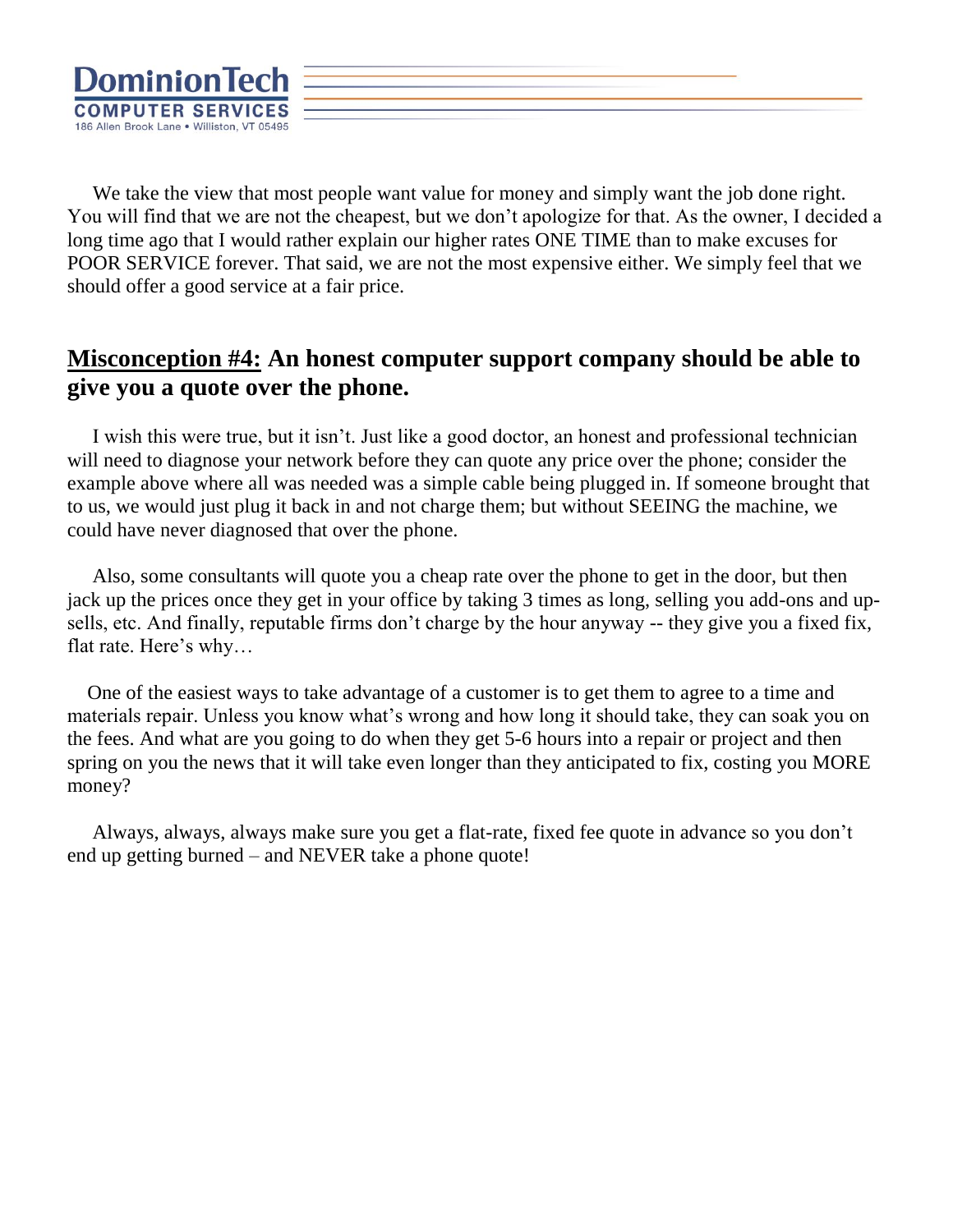We take the view that most people want value for money and simply want the job done right. You will find that we are not the cheapest, but we don't apologize for that. As the owner, I decided a long time ago that I would rather explain our higher rates ONE TIME than to make excuses for POOR SERVICE forever. That said, we are not the most expensive either. We simply feel that we should offer a good service at a fair price.

## <u>Misconception #4:</u> An honest computer support company should be able to give you a quote over the phone.

I wish this were true, but it isn't. Just like a good doctor, an honest and professional technician will need to diagnose your network before they can quote any price over the phone; consider the example above where all was needed was a simple cable being plugged in. If someone brought that to us, we would just plug it back in and not charge them; but without SEEING the machine, we could have never diagnosed that over the phone.

Also, some consultants will quote you a cheap rate over the phone to get in the door, but then jack up the prices once they get in your office by taking 3 times as long, selling you add-ons and up-sells, etc. And finally, reputable firms don't charge by the hour anyway -- they give you a fixed fix, flat rate. Here's why…

One of the easiest ways to take advantage of a customer is to get them to agree to a time and materials repair. Unless you know what's wrong and how long it should take, they can soak you on the fees. And what are you going to do when they get 5-6 hours into a repair or project and then spring on you the news that it will take even longer than they anticipated to fix, costing you MORE money?

Always, always, always make sure you get a flat-rate, fixed fee quote in advance so you don't end up getting burned – and NEVER take a phone quote!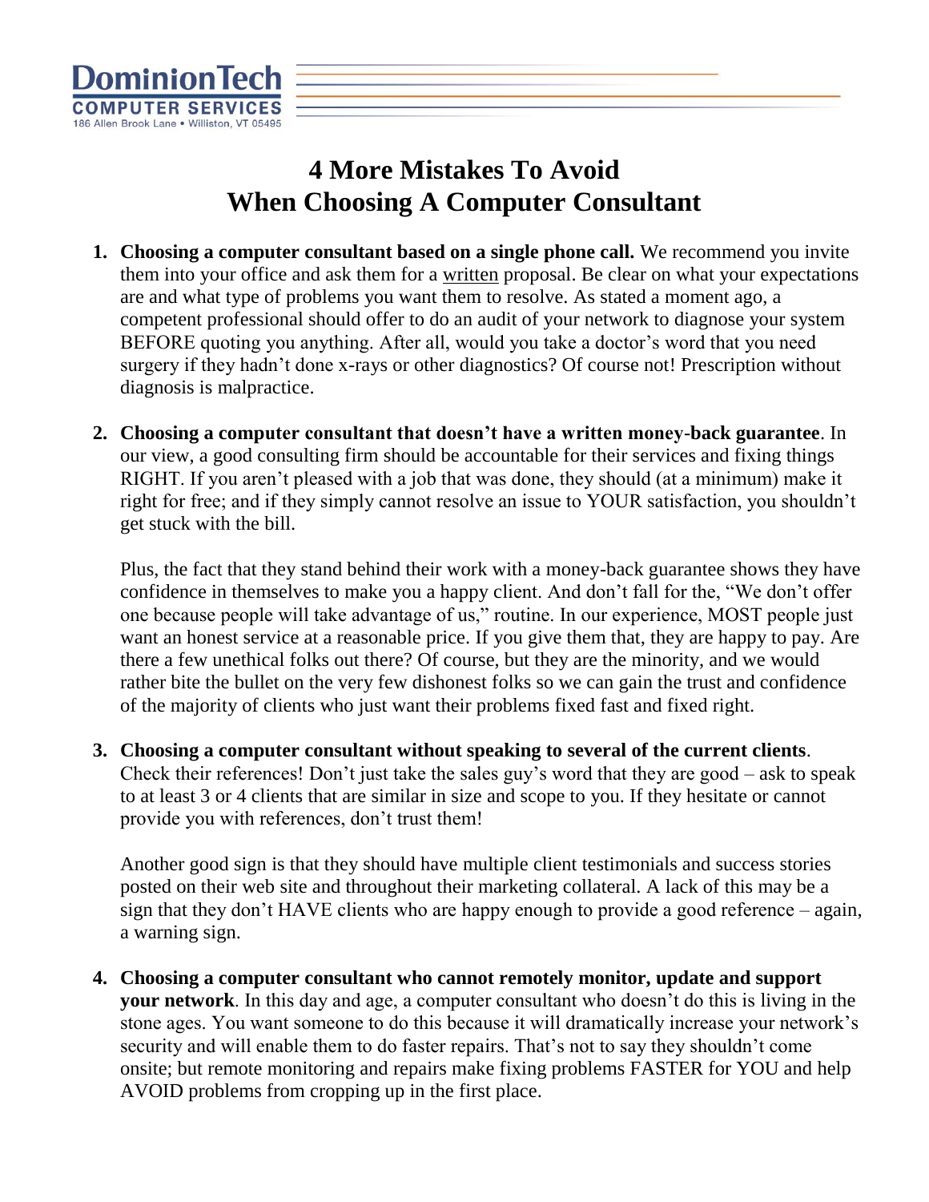DominionTech
COMPUTER SERVICES
186 Allen Brook Lane • Williston, VT 05495

# 4 More Mistakes To Avoid When Choosing A Computer Consultant

1. **Choosing a computer consultant based on a single phone call.** We recommend you invite them into your office and ask them for a written proposal. Be clear on what your expectations are and what type of problems you want them to resolve. As stated a moment ago, a competent professional should offer to do an audit of your network to diagnose your system BEFORE quoting you anything. After all, would you take a doctor's word that you need surgery if they hadn't done x-rays or other diagnostics? Of course not! Prescription without diagnosis is malpractice.

2. **Choosing a computer consultant that doesn't have a written money-back guarantee**. In our view, a good consulting firm should be accountable for their services and fixing things RIGHT. If you aren't pleased with a job that was done, they should (at a minimum) make it right for free; and if they simply cannot resolve an issue to YOUR satisfaction, you shouldn't get stuck with the bill.

   Plus, the fact that they stand behind their work with a money-back guarantee shows they have confidence in themselves to make you a happy client. And don't fall for the, "We don't offer one because people will take advantage of us," routine. In our experience, MOST people just want an honest service at a reasonable price. If you give them that, they are happy to pay. Are there a few unethical folks out there? Of course, but they are the minority, and we would rather bite the bullet on the very few dishonest folks so we can gain the trust and confidence of the majority of clients who just want their problems fixed fast and fixed right.

3. **Choosing a computer consultant without speaking to several of the current clients**. Check their references! Don't just take the sales guy's word that they are good – ask to speak to at least 3 or 4 clients that are similar in size and scope to you. If they hesitate or cannot provide you with references, don't trust them!

   Another good sign is that they should have multiple client testimonials and success stories posted on their web site and throughout their marketing collateral. A lack of this may be a sign that they don't HAVE clients who are happy enough to provide a good reference – again, a warning sign.

4. **Choosing a computer consultant who cannot remotely monitor, update and support your network**. In this day and age, a computer consultant who doesn't do this is living in the stone ages. You want someone to do this because it will dramatically increase your network's security and will enable them to do faster repairs. That's not to say they shouldn't come onsite; but remote monitoring and repairs make fixing problems FASTER for YOU and help AVOID problems from cropping up in the first place.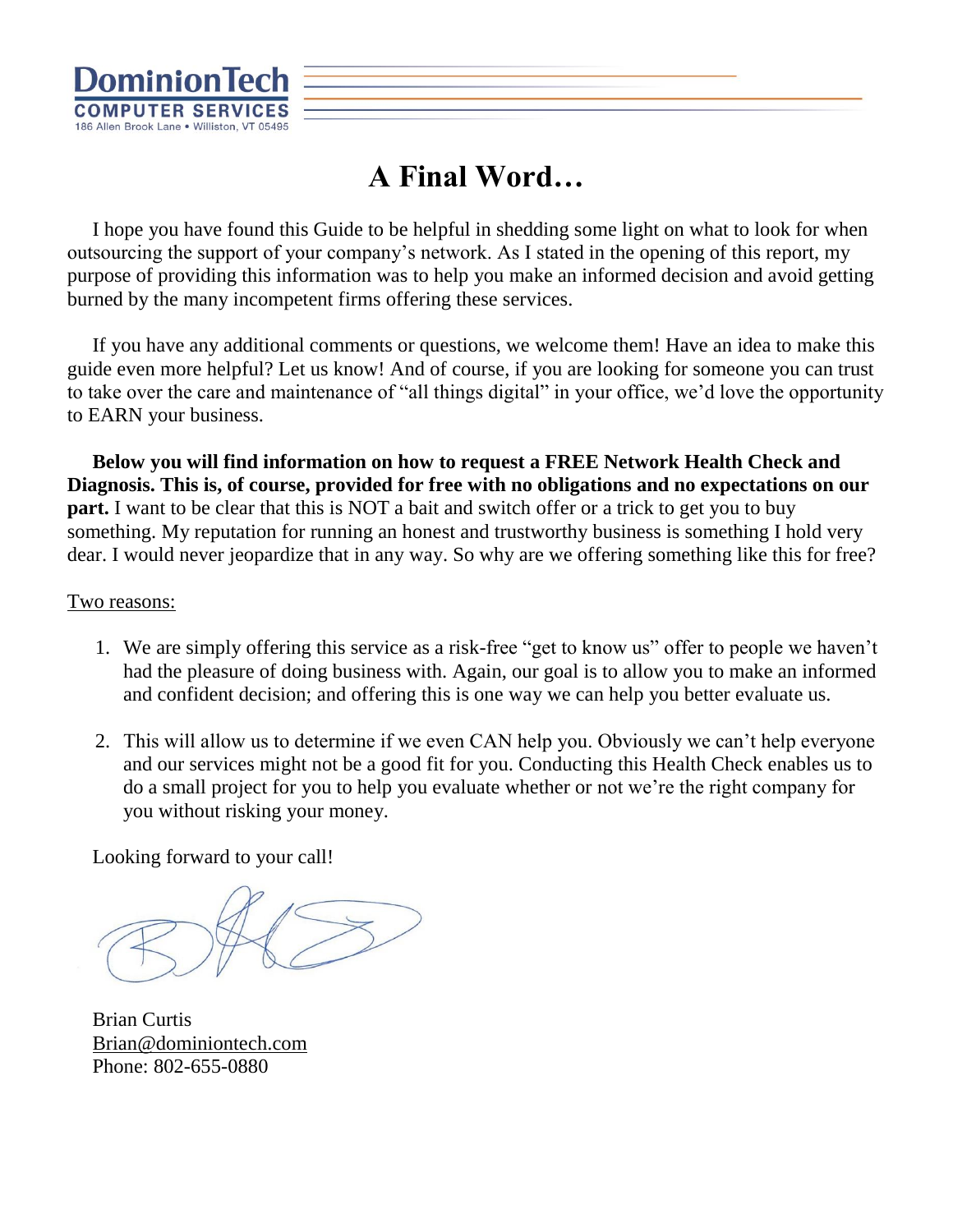# A Final Word…

I hope you have found this Guide to be helpful in shedding some light on what to look for when outsourcing the support of your company's network. As I stated in the opening of this report, my purpose of providing this information was to help you make an informed decision and avoid getting burned by the many incompetent firms offering these services.

If you have any additional comments or questions, we welcome them! Have an idea to make this guide even more helpful? Let us know! And of course, if you are looking for someone you can trust to take over the care and maintenance of "all things digital" in your office, we'd love the opportunity to EARN your business.

**Below you will find information on how to request a FREE Network Health Check and Diagnosis. This is, of course, provided for free with no obligations and no expectations on our part.** I want to be clear that this is NOT a bait and switch offer or a trick to get you to buy something. My reputation for running an honest and trustworthy business is something I hold very dear. I would never jeopardize that in any way. So why are we offering something like this for free?

Two reasons:

1. We are simply offering this service as a risk-free "get to know us" offer to people we haven't had the pleasure of doing business with. Again, our goal is to allow you to make an informed and confident decision; and offering this is one way we can help you better evaluate us.

2. This will allow us to determine if we even CAN help you. Obviously we can't help everyone and our services might not be a good fit for you. Conducting this Health Check enables us to do a small project for you to help you evaluate whether or not we're the right company for you without risking your money.

Looking forward to your call!

Brian Curtis
Brian@dominiontech.com
Phone: 802-655-0880